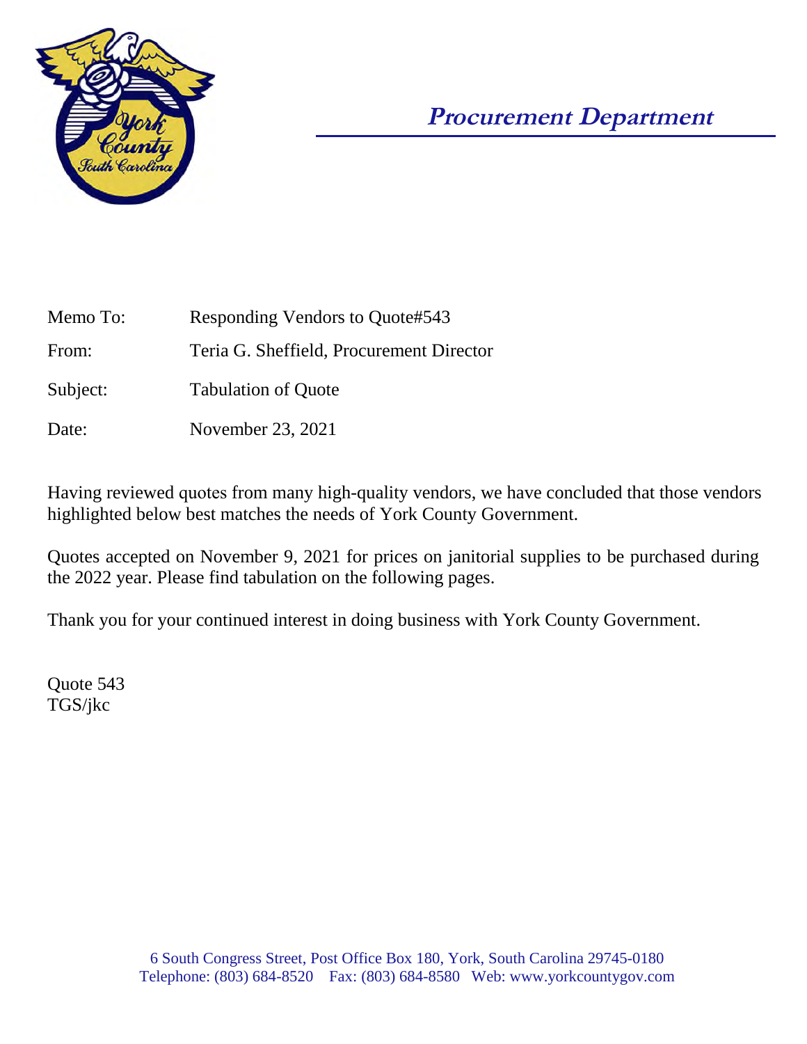## Procurement Department

Memo To: Responding Vendors to Quote#543

From: Teria G. Sheffield, Procurement Director

Subject: Tabulation of Quote

Date: November 23, 2021

Having reviewed quotes from many high-quality vendors, we have concluded that those vendors highlighted below best matches the needs of York County Government.

Quotes accepted on November 9, 2021 for prices on janitorial supplies to be purchased during the 2022 year. Please find tabulation on the following pages.

Thank you for your continued interest in doing business with York County Government.

Quote 543
TGS/jkc

6 South Congress Street, Post Office Box 180, York, South Carolina 29745-0180
Telephone: (803) 684-8520 Fax: (803) 684-8580 Web: www.yorkcountygov.com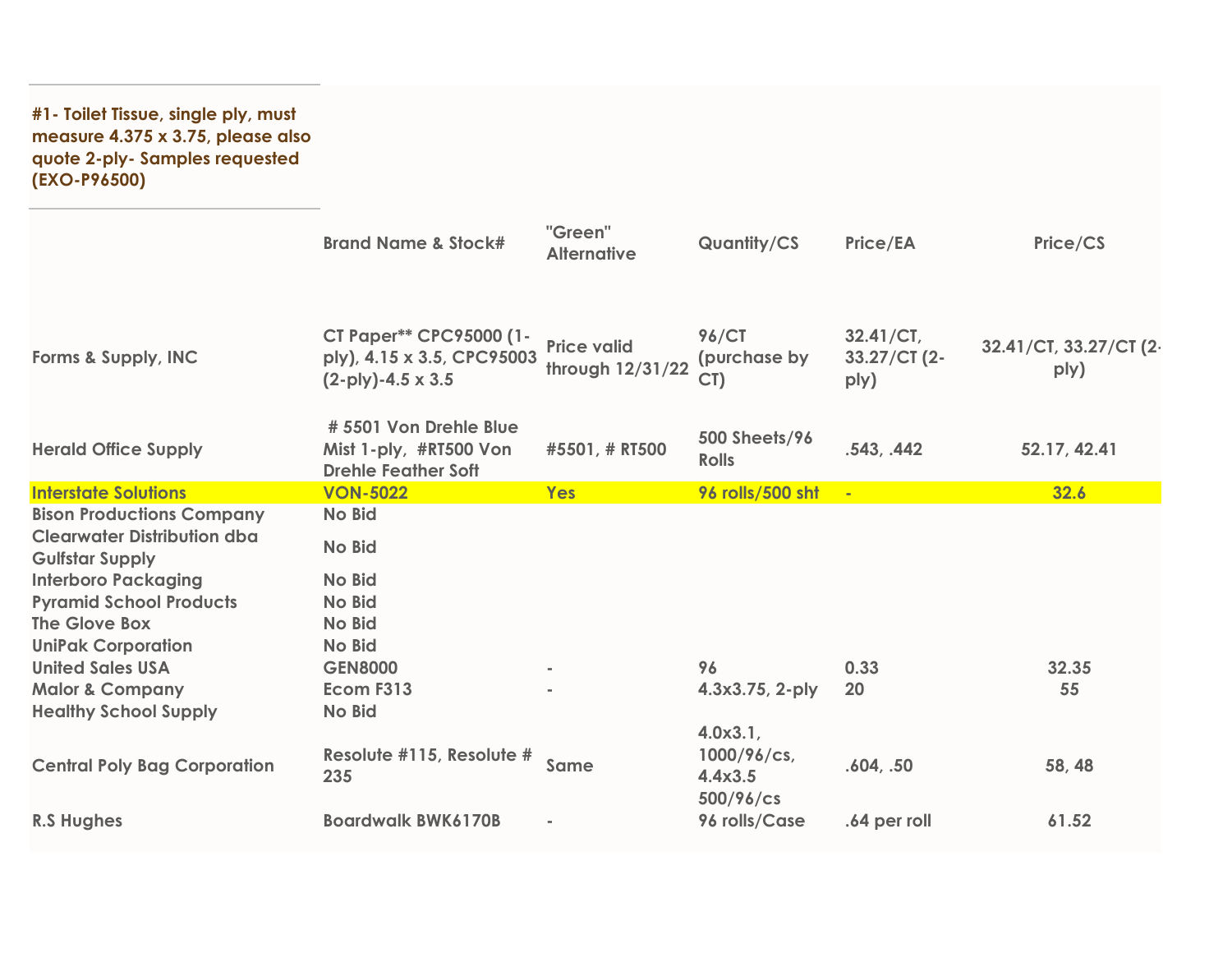**#1- Toilet Tissue, single ply, must measure 4.375 x 3.75, please also quote 2-ply- Samples requested (EXO-P96500)**

| | Brand Name & Stock# | "Green" Alternative | Quantity/CS | Price/EA | Price/CS |
|---|---|---|---|---|---|
| Forms & Supply, INC | CT Paper** CPC95000 (1-ply), 4.15 x 3.5, CPC95003 (2-ply)-4.5 x 3.5 | Price valid through 12/31/22 | 96/CT (purchase by CT) | 32.41/CT, 33.27/CT (2-ply) | 32.41/CT, 33.27/CT (2-ply) |
| Herald Office Supply | # 5501 Von Drehle Blue Mist 1-ply, #RT500 Von Drehle Feather Soft | #5501, # RT500 | 500 Sheets/96 Rolls | .543, .442 | 52.17, 42.41 |
| Interstate Solutions | VON-5022 | Yes | 96 rolls/500 sht | - | 32.6 |
| Bison Productions Company | No Bid | | | | |
| Clearwater Distribution dba Gulfstar Supply | No Bid | | | | |
| Interboro Packaging | No Bid | | | | |
| Pyramid School Products | No Bid | | | | |
| The Glove Box | No Bid | | | | |
| UniPak Corporation | No Bid | | | | |
| United Sales USA | GEN8000 | - | 96 | 0.33 | 32.35 |
| Malor & Company | Ecom F313 | - | 4.3x3.75, 2-ply | 20 | 55 |
| Healthy School Supply | No Bid | | | | |
| Central Poly Bag Corporation | Resolute #115, Resolute # 235 | Same | 4.0x3.1, 1000/96/cs, 4.4x3.5 500/96/cs | .604, .50 | 58, 48 |
| R.S Hughes | Boardwalk BWK6170B | - | 96 rolls/Case | .64 per roll | 61.52 |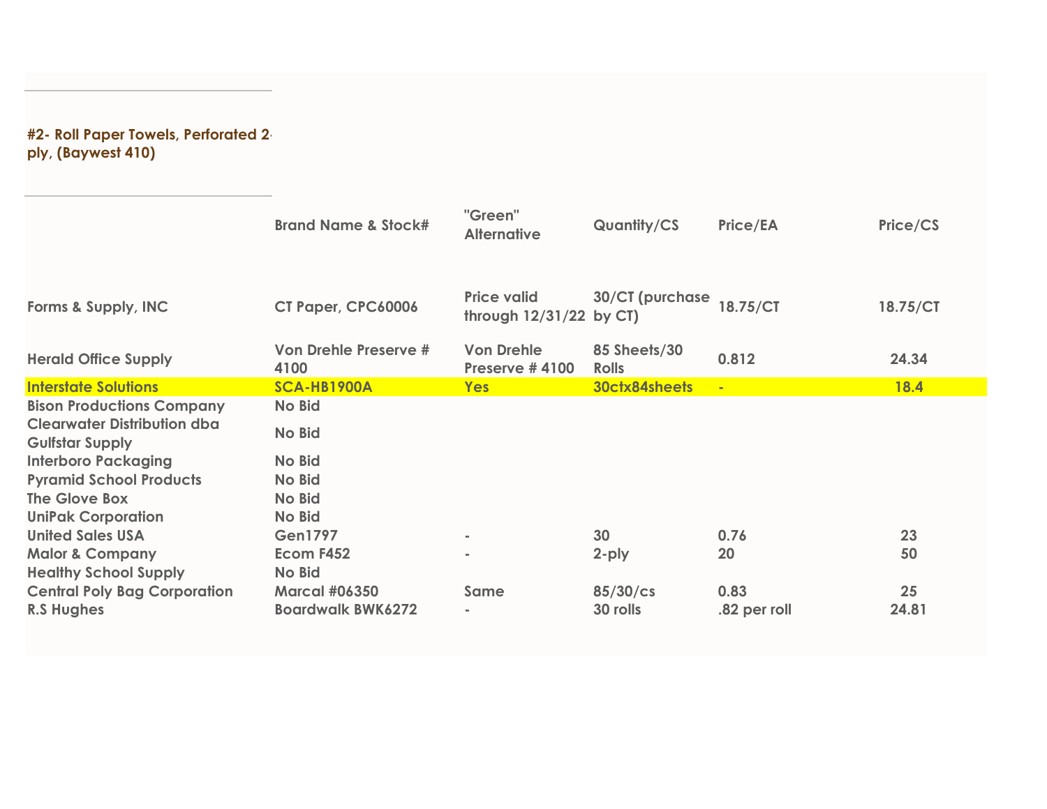**#2- Roll Paper Towels, Perforated 2-ply, (Baywest 410)**

| | Brand Name & Stock# | "Green" Alternative | Quantity/CS | Price/EA | Price/CS |
|---|---|---|---|---|---|
| Forms & Supply, INC | CT Paper, CPC60006 | Price valid through 12/31/22 | 30/CT (purchase by CT) | 18.75/CT | 18.75/CT |
| Herald Office Supply | Von Drehle Preserve # 4100 | Von Drehle Preserve # 4100 | 85 Sheets/30 Rolls | 0.812 | 24.34 |
| Interstate Solutions | SCA-HB1900A | Yes | 30ctx84sheets | - | 18.4 |
| Bison Productions Company | No Bid | | | | |
| Clearwater Distribution dba Gulfstar Supply | No Bid | | | | |
| Interboro Packaging | No Bid | | | | |
| Pyramid School Products | No Bid | | | | |
| The Glove Box | No Bid | | | | |
| UniPak Corporation | No Bid | | | | |
| United Sales USA | Gen1797 | - | 30 | 0.76 | 23 |
| Malor & Company | Ecom F452 | - | 2-ply | 20 | 50 |
| Healthy School Supply | No Bid | | | | |
| Central Poly Bag Corporation | Marcal #06350 | Same | 85/30/cs | 0.83 | 25 |
| R.S Hughes | Boardwalk BWK6272 | - | 30 rolls | .82 per roll | 24.81 |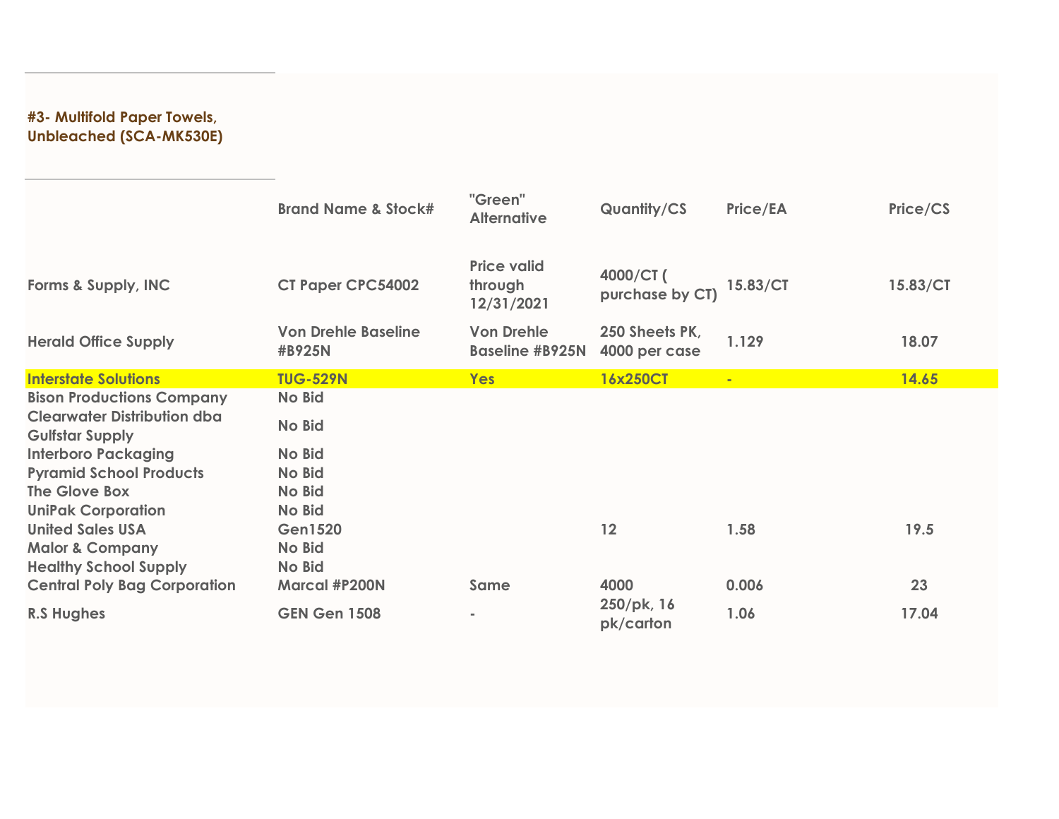#3- Multifold Paper Towels, Unbleached (SCA-MK530E)

| | Brand Name & Stock# | "Green" Alternative | Quantity/CS | Price/EA | Price/CS |
|---|---|---|---|---|---|
| Forms & Supply, INC | CT Paper CPC54002 | Price valid through 12/31/2021 | 4000/CT ( purchase by CT) | 15.83/CT | 15.83/CT |
| Herald Office Supply | Von Drehle Baseline #B925N | Von Drehle Baseline #B925N | 250 Sheets PK, 4000 per case | 1.129 | 18.07 |
| Interstate Solutions | TUG-529N | Yes | 16x250CT | - | 14.65 |
| Bison Productions Company | No Bid | | | | |
| Clearwater Distribution dba Gulfstar Supply | No Bid | | | | |
| Interboro Packaging | No Bid | | | | |
| Pyramid School Products | No Bid | | | | |
| The Glove Box | No Bid | | | | |
| UniPak Corporation | No Bid | | | | |
| United Sales USA | Gen1520 | | 12 | 1.58 | 19.5 |
| Malor & Company | No Bid | | | | |
| Healthy School Supply | No Bid | | | | |
| Central Poly Bag Corporation | Marcal #P200N | Same | 4000 | 0.006 | 23 |
| R.S Hughes | GEN Gen 1508 | - | 250/pk, 16 pk/carton | 1.06 | 17.04 |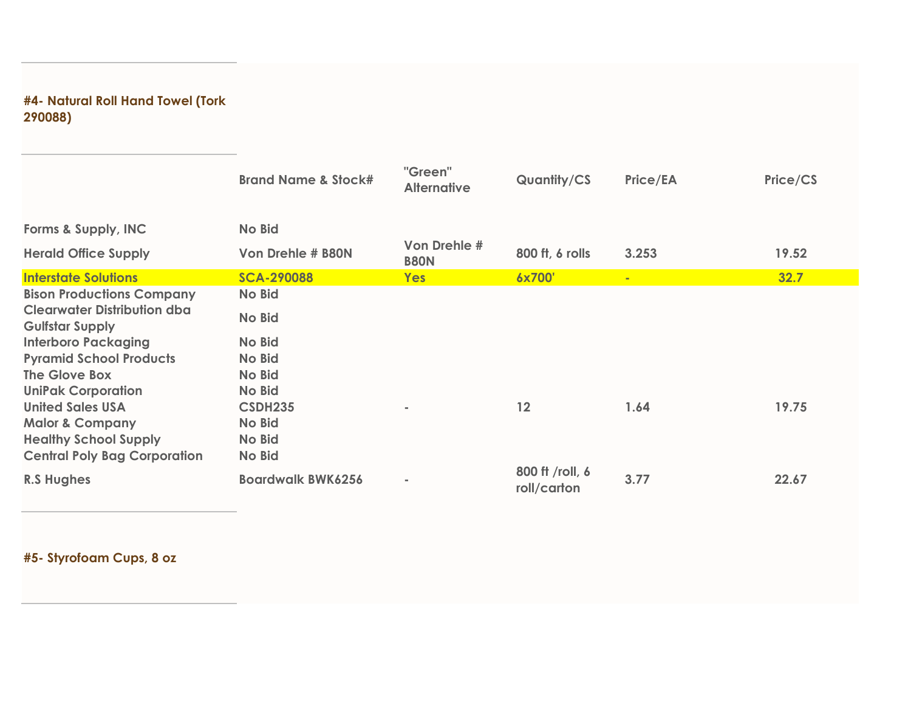#### #4- Natural Roll Hand Towel (Tork 290088)

| | Brand Name & Stock# | "Green" Alternative | Quantity/CS | Price/EA | Price/CS |
|---|---|---|---|---|---|
| Forms & Supply, INC | No Bid | | | | |
| Herald Office Supply | Von Drehle # B80N | Von Drehle # B80N | 800 ft, 6 rolls | 3.253 | 19.52 |
| Interstate Solutions | SCA-290088 | Yes | 6x700' | - | 32.7 |
| Bison Productions Company | No Bid | | | | |
| Clearwater Distribution dba Gulfstar Supply | No Bid | | | | |
| Interboro Packaging | No Bid | | | | |
| Pyramid School Products | No Bid | | | | |
| The Glove Box | No Bid | | | | |
| UniPak Corporation | No Bid | | | | |
| United Sales USA | CSDH235 | - | 12 | 1.64 | 19.75 |
| Malor & Company | No Bid | | | | |
| Healthy School Supply | No Bid | | | | |
| Central Poly Bag Corporation | No Bid | | | | |
| R.S Hughes | Boardwalk BWK6256 | - | 800 ft /roll, 6 roll/carton | 3.77 | 22.67 |

#### #5- Styrofoam Cups, 8 oz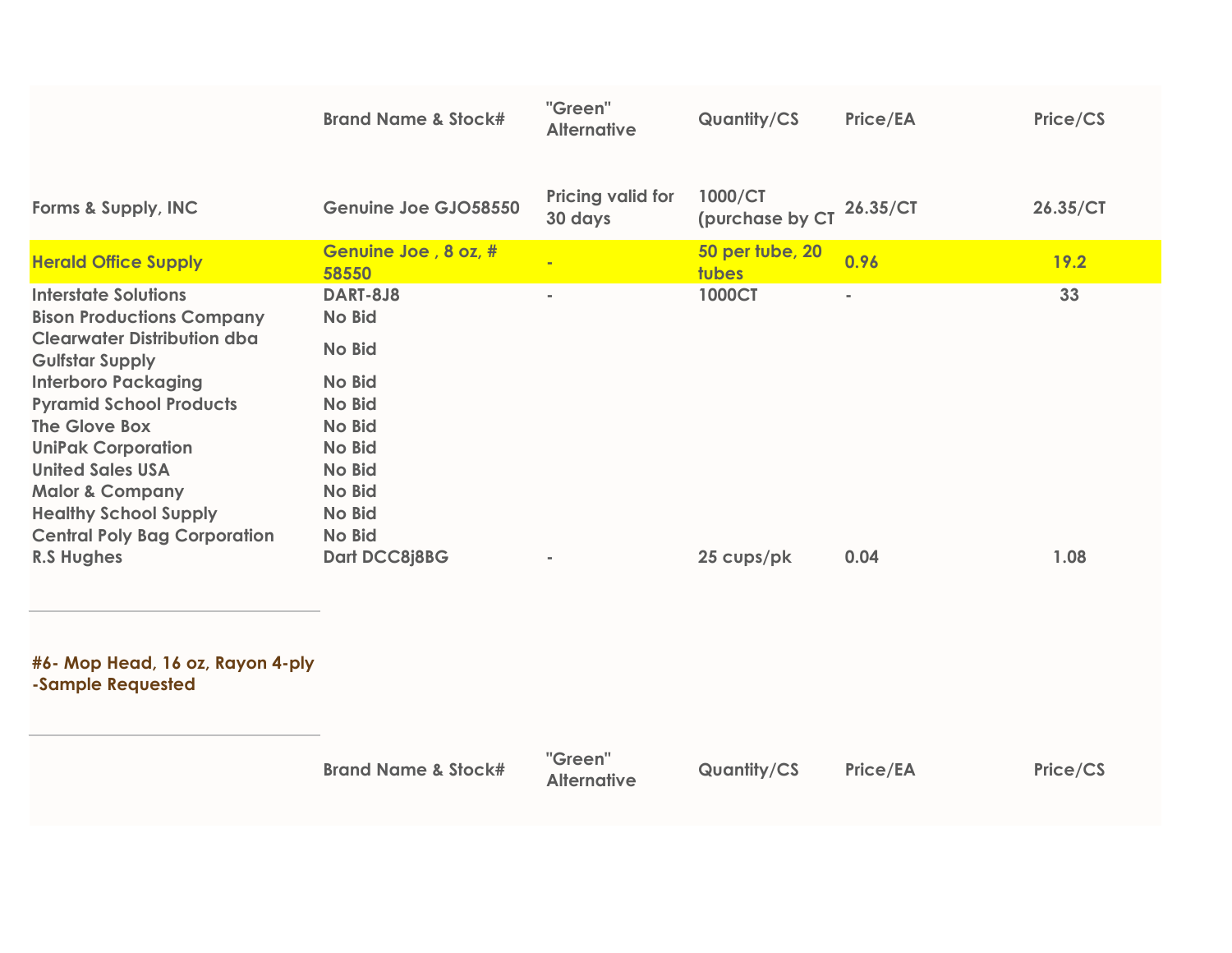| | Brand Name & Stock# | "Green" Alternative | Quantity/CS | Price/EA | Price/CS |
|---|---|---|---|---|---|
| Forms & Supply, INC | Genuine Joe GJO58550 | Pricing valid for 30 days | 1000/CT (purchase by CT | 26.35/CT | 26.35/CT |
| Herald Office Supply | Genuine Joe , 8 oz, # 58550 | - | 50 per tube, 20 tubes | 0.96 | 19.2 |
| Interstate Solutions | DART-8J8 | - | 1000CT | - | 33 |
| Bison Productions Company | No Bid | | | | |
| Clearwater Distribution dba Gulfstar Supply | No Bid | | | | |
| Interboro Packaging | No Bid | | | | |
| Pyramid School Products | No Bid | | | | |
| The Glove Box | No Bid | | | | |
| UniPak Corporation | No Bid | | | | |
| United Sales USA | No Bid | | | | |
| Malor & Company | No Bid | | | | |
| Healthy School Supply | No Bid | | | | |
| Central Poly Bag Corporation | No Bid | | | | |
| R.S Hughes | Dart DCC8j8BG | - | 25 cups/pk | 0.04 | 1.08 |

**#6- Mop Head, 16 oz, Rayon 4-ply -Sample Requested**

| | Brand Name & Stock# | "Green" Alternative | Quantity/CS | Price/EA | Price/CS |
|---|---|---|---|---|---|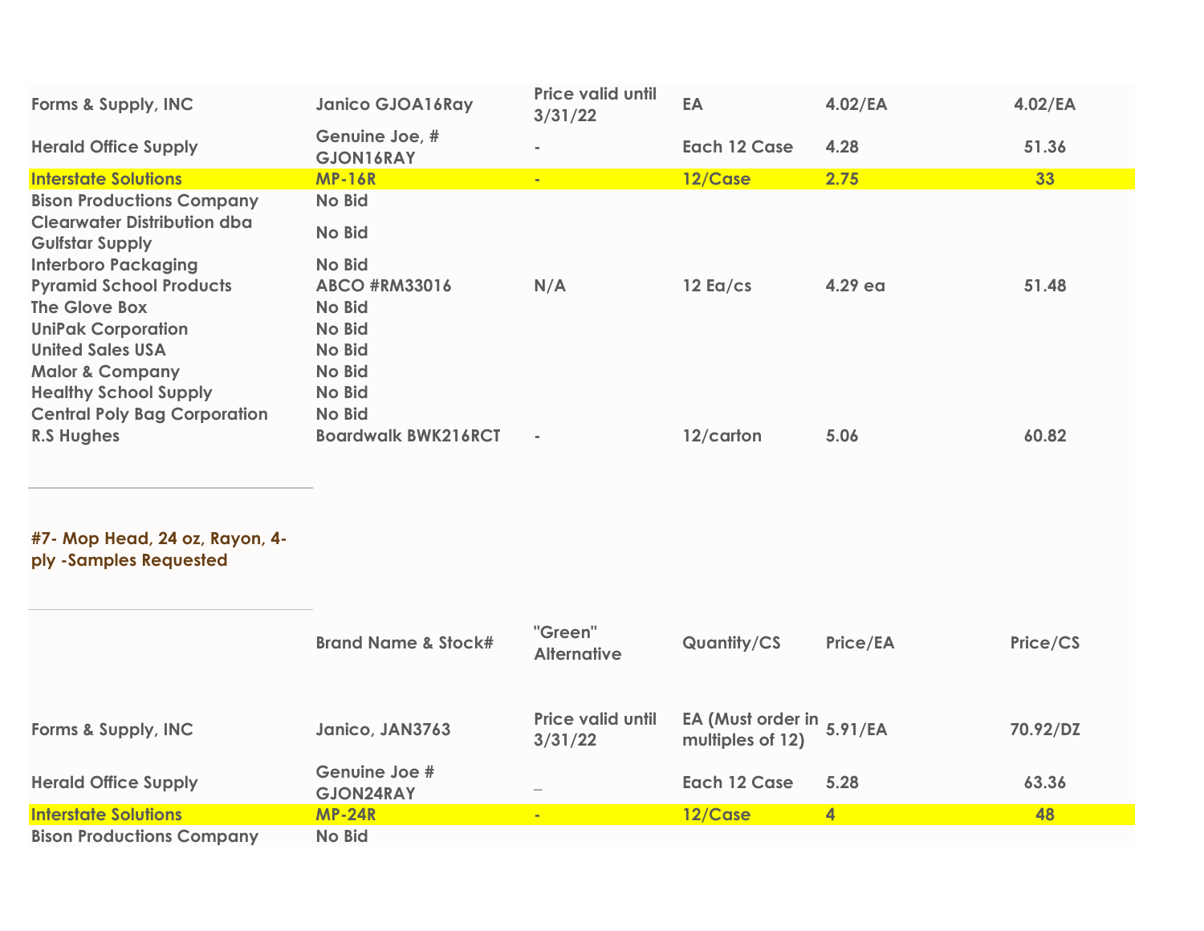| | | | | | |
|---|---|---|---|---|---|
| Forms & Supply, INC | Janico GJOA16Ray | Price valid until 3/31/22 | EA | 4.02/EA | 4.02/EA |
| Herald Office Supply | Genuine Joe, # GJON16RAY | - | Each 12 Case | 4.28 | 51.36 |
| Interstate Solutions | MP-16R | - | 12/Case | 2.75 | 33 |
| Bison Productions Company | No Bid | | | | |
| Clearwater Distribution dba Gulfstar Supply | No Bid | | | | |
| Interboro Packaging | No Bid | | | | |
| Pyramid School Products | ABCO #RM33016 | N/A | 12 Ea/cs | 4.29 ea | 51.48 |
| The Glove Box | No Bid | | | | |
| UniPak Corporation | No Bid | | | | |
| United Sales USA | No Bid | | | | |
| Malor & Company | No Bid | | | | |
| Healthy School Supply | No Bid | | | | |
| Central Poly Bag Corporation | No Bid | | | | |
| R.S Hughes | Boardwalk BWK216RCT | - | 12/carton | 5.06 | 60.82 |

### #7- Mop Head, 24 oz, Rayon, 4-ply -Samples Requested

| | Brand Name & Stock# | "Green" Alternative | Quantity/CS | Price/EA | Price/CS |
|---|---|---|---|---|---|
| Forms & Supply, INC | Janico, JAN3763 | Price valid until 3/31/22 | EA (Must order in multiples of 12) | 5.91/EA | 70.92/DZ |
| Herald Office Supply | Genuine Joe # GJON24RAY | _ | Each 12 Case | 5.28 | 63.36 |
| Interstate Solutions | MP-24R | - | 12/Case | 4 | 48 |
| Bison Productions Company | No Bid | | | | |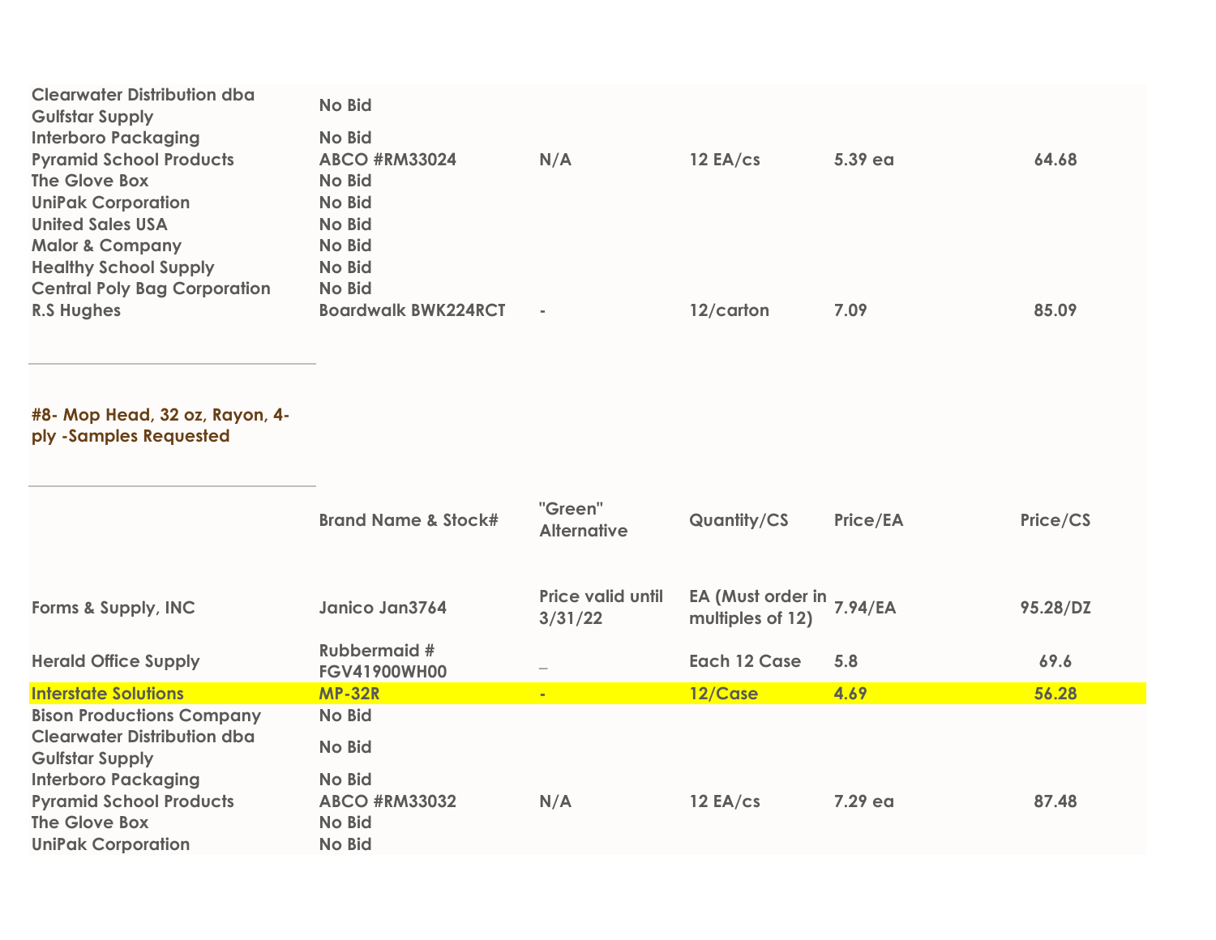| | | | | | |
|---|---|---|---|---|---|
| Clearwater Distribution dba Gulfstar Supply | No Bid | | | | |
| Interboro Packaging | No Bid | | | | |
| Pyramid School Products | ABCO #RM33024 | N/A | 12 EA/cs | 5.39 ea | 64.68 |
| The Glove Box | No Bid | | | | |
| UniPak Corporation | No Bid | | | | |
| United Sales USA | No Bid | | | | |
| Malor & Company | No Bid | | | | |
| Healthy School Supply | No Bid | | | | |
| Central Poly Bag Corporation | No Bid | | | | |
| R.S Hughes | Boardwalk BWK224RCT | - | 12/carton | 7.09 | 85.09 |

**#8- Mop Head, 32 oz, Rayon, 4-ply -Samples Requested**

| | Brand Name & Stock# | "Green" Alternative | Quantity/CS | Price/EA | Price/CS |
|---|---|---|---|---|---|
| Forms & Supply, INC | Janico Jan3764 | Price valid until 3/31/22 | EA (Must order in multiples of 12) | 7.94/EA | 95.28/DZ |
| Herald Office Supply | Rubbermaid # FGV41900WH00 | _ | Each 12 Case | 5.8 | 69.6 |
| Interstate Solutions | MP-32R | - | 12/Case | 4.69 | 56.28 |
| Bison Productions Company | No Bid | | | | |
| Clearwater Distribution dba Gulfstar Supply | No Bid | | | | |
| Interboro Packaging | No Bid | | | | |
| Pyramid School Products | ABCO #RM33032 | N/A | 12 EA/cs | 7.29 ea | 87.48 |
| The Glove Box | No Bid | | | | |
| UniPak Corporation | No Bid | | | | |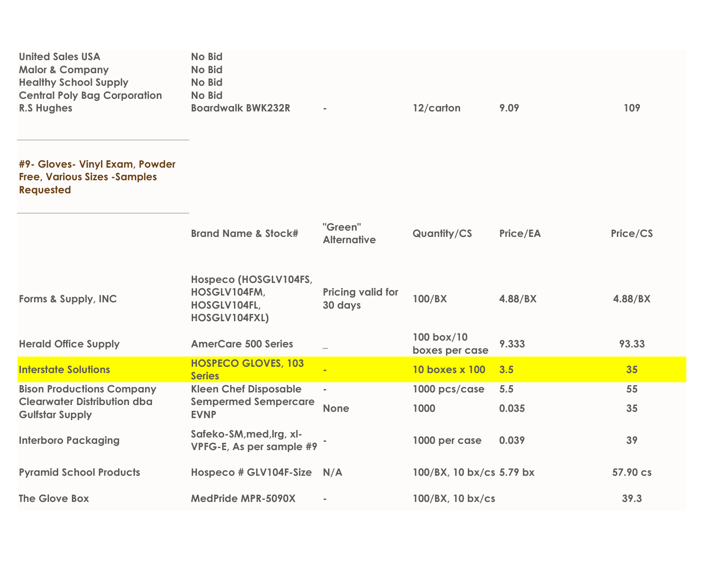| | | | | | |
|---|---|---|---|---|---|
| United Sales USA | No Bid | | | | |
| Malor & Company | No Bid | | | | |
| Healthy School Supply | No Bid | | | | |
| Central Poly Bag Corporation | No Bid | | | | |
| R.S Hughes | Boardwalk BWK232R | - | 12/carton | 9.09 | 109 |

### #9- Gloves- Vinyl Exam, Powder Free, Various Sizes -Samples Requested

| | Brand Name & Stock# | "Green" Alternative | Quantity/CS | Price/EA | Price/CS |
|---|---|---|---|---|---|
| Forms & Supply, INC | Hospeco (HOSGLV104FS, HOSGLV104FM, HOSGLV104FL, HOSGLV104FXL) | Pricing valid for 30 days | 100/BX | 4.88/BX | 4.88/BX |
| Herald Office Supply | AmerCare 500 Series | _ | 100 box/10 boxes per case | 9.333 | 93.33 |
| Interstate Solutions | HOSPECO GLOVES, 103 Series | - | 10 boxes x 100 | 3.5 | 35 |
| Bison Productions Company | Kleen Chef Disposable | - | 1000 pcs/case | 5.5 | 55 |
| Clearwater Distribution dba Gulfstar Supply | Sempermed Sempercare EVNP | None | 1000 | 0.035 | 35 |
| Interboro Packaging | Safeko-SM,med,lrg, xl-VPFG-E, As per sample #9 | - | 1000 per case | 0.039 | 39 |
| Pyramid School Products | Hospeco # GLV104F-Size | N/A | 100/BX, 10 bx/cs | 5.79 bx | 57.90 cs |
| The Glove Box | MedPride MPR-5090X | - | 100/BX, 10 bx/cs | | 39.3 |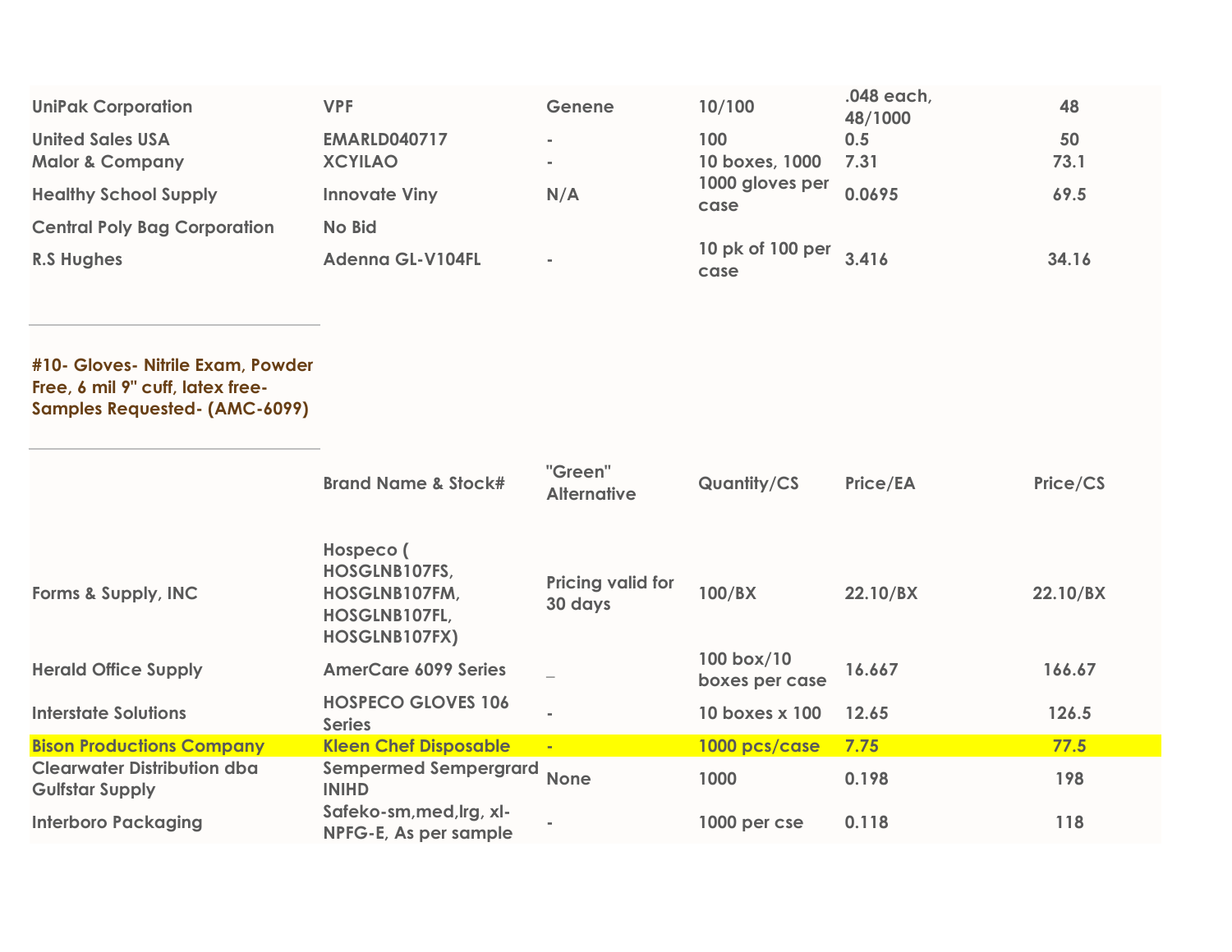| | | | | | |
|---|---|---|---|---|---|
| **UniPak Corporation** | **VPF** | **Genene** | **10/100** | **.048 each, 48/1000** | **48** |
| **United Sales USA** | **EMARLD040717** | **-** | **100** | **0.5** | **50** |
| **Malor & Company** | **XCYILAO** | **-** | **10 boxes, 1000** | **7.31** | **73.1** |
| **Healthy School Supply** | **Innovate Viny** | **N/A** | **1000 gloves per case** | **0.0695** | **69.5** |
| **Central Poly Bag Corporation** | **No Bid** | | | | |
| **R.S Hughes** | **Adenna GL-V104FL** | **-** | **10 pk of 100 per case** | **3.416** | **34.16** |

## #10- Gloves- Nitrile Exam, Powder Free, 6 mil 9" cuff, latex free- Samples Requested- (AMC-6099)

| | Brand Name & Stock# | "Green" Alternative | Quantity/CS | Price/EA | Price/CS |
|---|---|---|---|---|---|
| **Forms & Supply, INC** | **Hospeco ( HOSGLNB107FS, HOSGLNB107FM, HOSGLNB107FL, HOSGLNB107FX)** | **Pricing valid for 30 days** | **100/BX** | **22.10/BX** | **22.10/BX** |
| **Herald Office Supply** | **AmerCare 6099 Series** | **_** | **100 box/10 boxes per case** | **16.667** | **166.67** |
| **Interstate Solutions** | **HOSPECO GLOVES 106 Series** | **-** | **10 boxes x 100** | **12.65** | **126.5** |
| **Bison Productions Company** | **Kleen Chef Disposable** | **-** | **1000 pcs/case** | **7.75** | **77.5** |
| **Clearwater Distribution dba Gulfstar Supply** | **Sempermed Sempergrard INIHD** | **None** | **1000** | **0.198** | **198** |
| **Interboro Packaging** | **Safeko-sm,med,lrg, xl-NPFG-E, As per sample** | **-** | **1000 per cse** | **0.118** | **118** |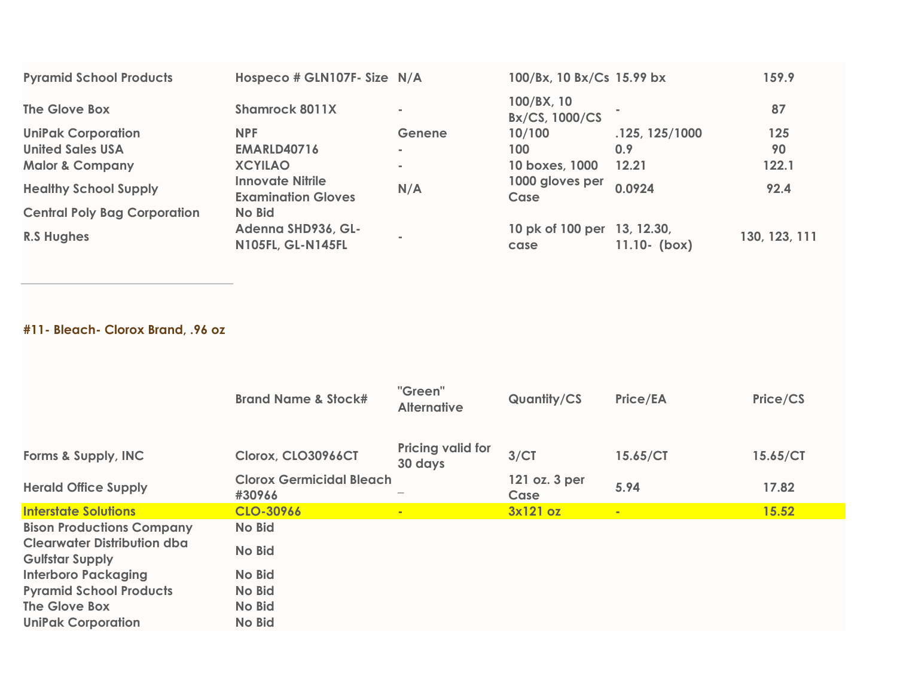| | | | | | |
|---|---|---|---|---|---|
| Pyramid School Products | Hospeco # GLN107F- Size | N/A | 100/Bx, 10 Bx/Cs | 15.99 bx | 159.9 |
| The Glove Box | Shamrock 8011X | - | 100/BX, 10 Bx/CS, 1000/CS | - | 87 |
| UniPak Corporation | NPF | Genene | 10/100 | .125, 125/1000 | 125 |
| United Sales USA | EMARLD40716 | - | 100 | 0.9 | 90 |
| Malor & Company | XCYILAO | - | 10 boxes, 1000 | 12.21 | 122.1 |
| Healthy School Supply | Innovate Nitrile Examination Gloves | N/A | 1000 gloves per Case | 0.0924 | 92.4 |
| Central Poly Bag Corporation | No Bid | | | | |
| R.S Hughes | Adenna SHD936, GL-N105FL, GL-N145FL | - | 10 pk of 100 per case | 13, 12.30, 11.10- (box) | 130, 123, 111 |

**#11- Bleach- Clorox Brand, .96 oz**

| | Brand Name & Stock# | "Green" Alternative | Quantity/CS | Price/EA | Price/CS |
|---|---|---|---|---|---|
| Forms & Supply, INC | Clorox, CLO30966CT | Pricing valid for 30 days | 3/CT | 15.65/CT | 15.65/CT |
| Herald Office Supply | Clorox Germicidal Bleach #30966 | _ | 121 oz. 3 per Case | 5.94 | 17.82 |
| Interstate Solutions | CLO-30966 | - | 3x121 oz | - | 15.52 |
| Bison Productions Company | No Bid | | | | |
| Clearwater Distribution dba Gulfstar Supply | No Bid | | | | |
| Interboro Packaging | No Bid | | | | |
| Pyramid School Products | No Bid | | | | |
| The Glove Box | No Bid | | | | |
| UniPak Corporation | No Bid | | | | |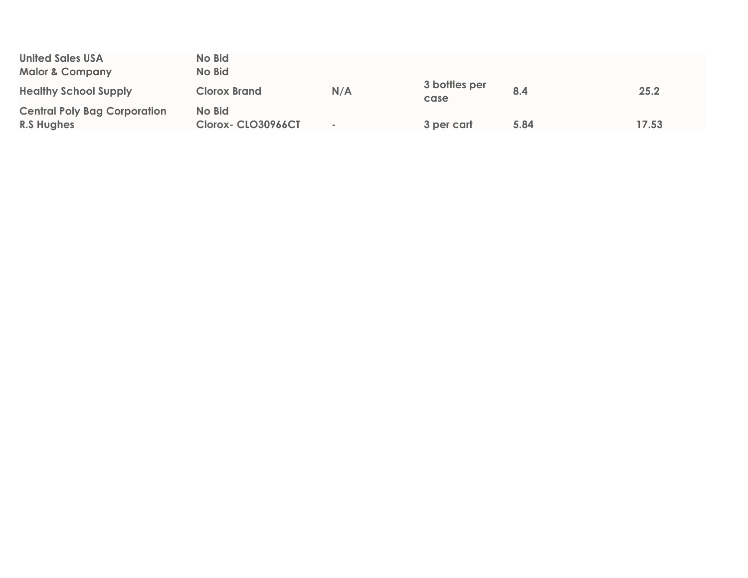| | | | | | |
|---|---|---|---|---|---|
| United Sales USA | No Bid | | | | |
| Malor & Company | No Bid | | | | |
| Healthy School Supply | Clorox Brand | N/A | 3 bottles per case | 8.4 | 25.2 |
| Central Poly Bag Corporation | No Bid | | | | |
| R.S Hughes | Clorox- CLO30966CT | - | 3 per cart | 5.84 | 17.53 |